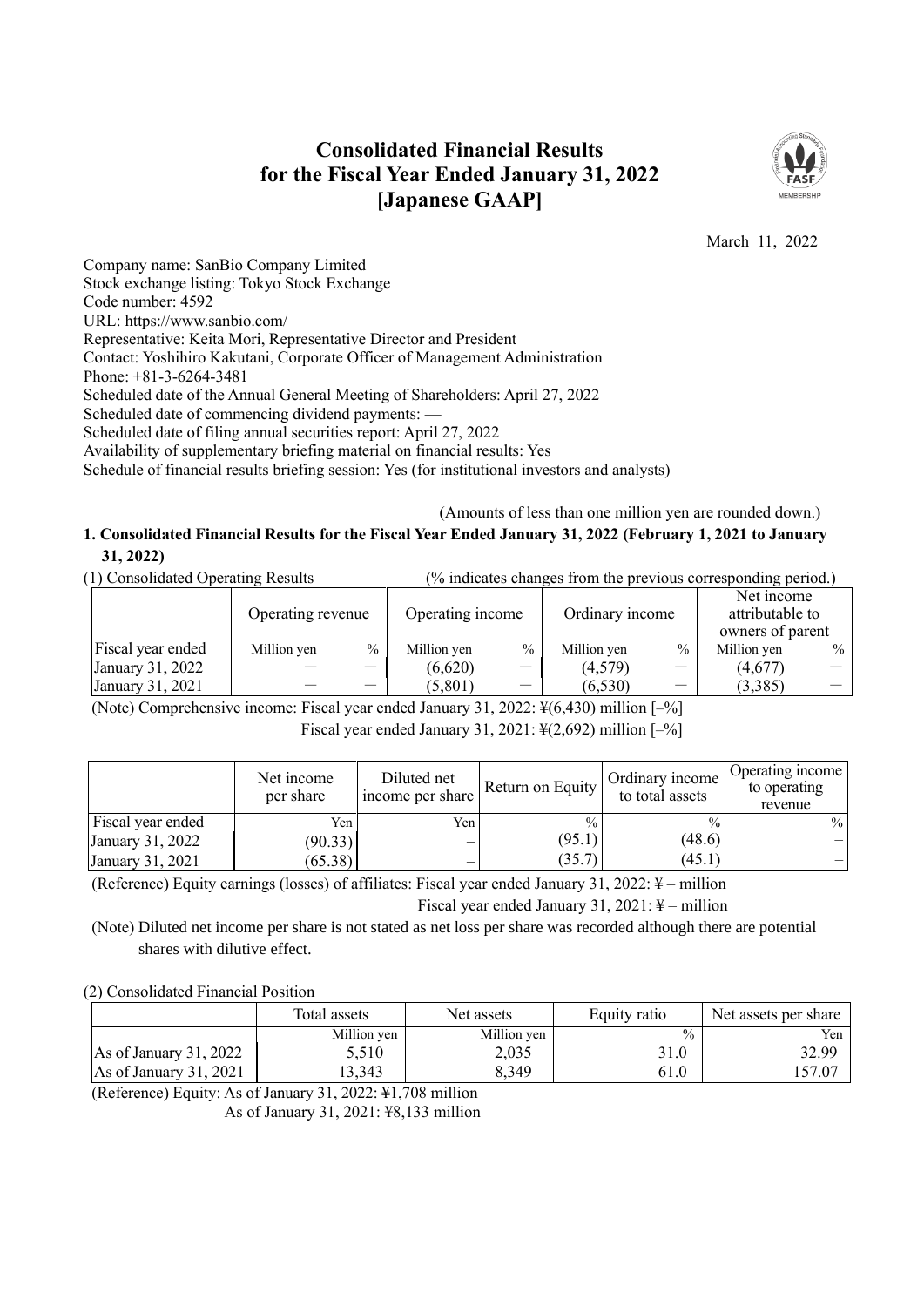# Consolidated Financial Results for the Fiscal Year Ended January 31, 2022 [Japanese GAAP]

March 11, 2022

Company name: SanBio Company Limited
Stock exchange listing: Tokyo Stock Exchange
Code number: 4592
URL: https://www.sanbio.com/
Representative: Keita Mori, Representative Director and President
Contact: Yoshihiro Kakutani, Corporate Officer of Management Administration
Phone: +81-3-6264-3481
Scheduled date of the Annual General Meeting of Shareholders: April 27, 2022
Scheduled date of commencing dividend payments: —
Scheduled date of filing annual securities report: April 27, 2022
Availability of supplementary briefing material on financial results: Yes
Schedule of financial results briefing session: Yes (for institutional investors and analysts)

(Amounts of less than one million yen are rounded down.)

## 1. Consolidated Financial Results for the Fiscal Year Ended January 31, 2022 (February 1, 2021 to January 31, 2022)

(1) Consolidated Operating Results (% indicates changes from the previous corresponding period.)

| | Operating revenue | | Operating income | | Ordinary income | | Net income attributable to owners of parent | |
|---|---|---|---|---|---|---|---|---|
| Fiscal year ended | Million yen | % | Million yen | % | Million yen | % | Million yen | % |
| January 31, 2022 | — | — | (6,620) | — | (4,579) | — | (4,677) | — |
| January 31, 2021 | — | — | (5,801) | — | (6,530) | — | (3,385) | — |

(Note) Comprehensive income: Fiscal year ended January 31, 2022: ¥(6,430) million [–%]
Fiscal year ended January 31, 2021: ¥(2,692) million [–%]

| | Net income per share | Diluted net income per share | Return on Equity | Ordinary income to total assets | Operating income to operating revenue |
|---|---|---|---|---|---|
| Fiscal year ended | Yen | Yen | % | % | % |
| January 31, 2022 | (90.33) | – | (95.1) | (48.6) | – |
| January 31, 2021 | (65.38) | – | (35.7) | (45.1) | – |

(Reference) Equity earnings (losses) of affiliates: Fiscal year ended January 31, 2022: ¥ – million
Fiscal year ended January 31, 2021: ¥ – million

(Note) Diluted net income per share is not stated as net loss per share was recorded although there are potential shares with dilutive effect.

(2) Consolidated Financial Position

| | Total assets | Net assets | Equity ratio | Net assets per share |
|---|---|---|---|---|
| | Million yen | Million yen | % | Yen |
| As of January 31, 2022 | 5,510 | 2,035 | 31.0 | 32.99 |
| As of January 31, 2021 | 13,343 | 8,349 | 61.0 | 157.07 |

(Reference) Equity: As of January 31, 2022: ¥1,708 million
As of January 31, 2021: ¥8,133 million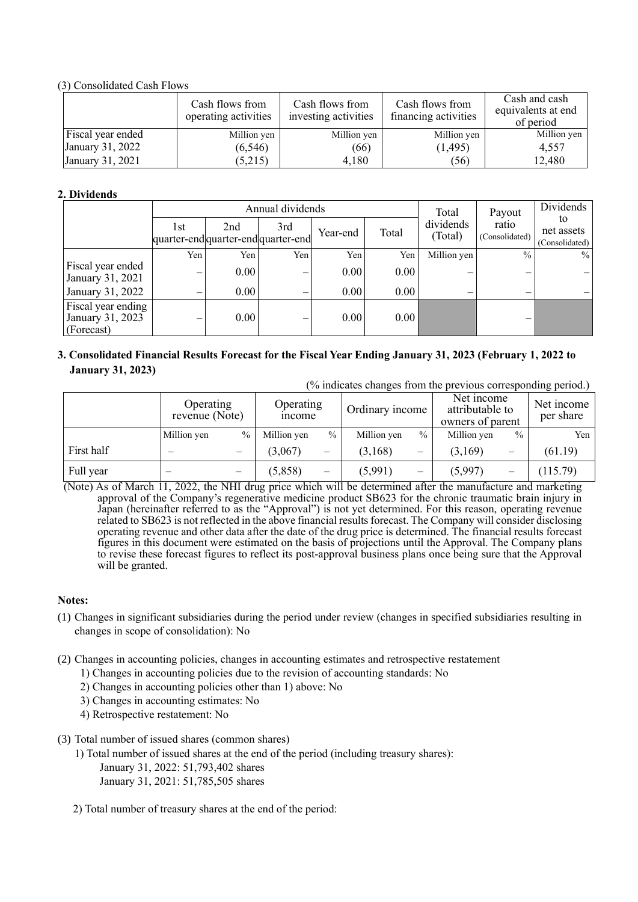(3) Consolidated Cash Flows

| | Cash flows from operating activities | Cash flows from investing activities | Cash flows from financing activities | Cash and cash equivalents at end of period |
|---|---|---|---|---|
| Fiscal year ended | Million yen | Million yen | Million yen | Million yen |
| January 31, 2022 | (6,546) | (66) | (1,495) | 4,557 |
| January 31, 2021 | (5,215) | 4,180 | (56) | 12,480 |

**2. Dividends**

| | Annual dividends | | | | | Total dividends (Total) | Payout ratio (Consolidated) | Dividends to net assets (Consolidated) |
|---|---|---|---|---|---|---|---|---|
| | 1st quarter-end | 2nd quarter-end | 3rd quarter-end | Year-end | Total | | | |
| | Yen | Yen | Yen | Yen | Yen | Million yen | % | % |
| Fiscal year ended January 31, 2021 | – | 0.00 | – | 0.00 | 0.00 | – | – | – |
| January 31, 2022 | – | 0.00 | – | 0.00 | 0.00 | – | – | – |
| Fiscal year ending January 31, 2023 (Forecast) | – | 0.00 | – | 0.00 | 0.00 | | – | |

**3. Consolidated Financial Results Forecast for the Fiscal Year Ending January 31, 2023 (February 1, 2022 to January 31, 2023)**

(% indicates changes from the previous corresponding period.)

| | Operating revenue (Note) | | Operating income | | Ordinary income | | Net income attributable to owners of parent | | Net income per share |
|---|---|---|---|---|---|---|---|---|---|
| | Million yen | % | Million yen | % | Million yen | % | Million yen | % | Yen |
| First half | – | – | (3,067) | – | (3,168) | – | (3,169) | – | (61.19) |
| Full year | – | – | (5,858) | – | (5,991) | – | (5,997) | – | (115.79) |

(Note) As of March 11, 2022, the NHI drug price which will be determined after the manufacture and marketing approval of the Company's regenerative medicine product SB623 for the chronic traumatic brain injury in Japan (hereinafter referred to as the "Approval") is not yet determined. For this reason, operating revenue related to SB623 is not reflected in the above financial results forecast. The Company will consider disclosing operating revenue and other data after the date of the drug price is determined. The financial results forecast figures in this document were estimated on the basis of projections until the Approval. The Company plans to revise these forecast figures to reflect its post-approval business plans once being sure that the Approval will be granted.

**Notes:**

(1) Changes in significant subsidiaries during the period under review (changes in specified subsidiaries resulting in changes in scope of consolidation): No

(2) Changes in accounting policies, changes in accounting estimates and retrospective restatement
 1) Changes in accounting policies due to the revision of accounting standards: No
 2) Changes in accounting policies other than 1) above: No
 3) Changes in accounting estimates: No
 4) Retrospective restatement: No

(3) Total number of issued shares (common shares)
 1) Total number of issued shares at the end of the period (including treasury shares):
  January 31, 2022: 51,793,402 shares
  January 31, 2021: 51,785,505 shares

 2) Total number of treasury shares at the end of the period: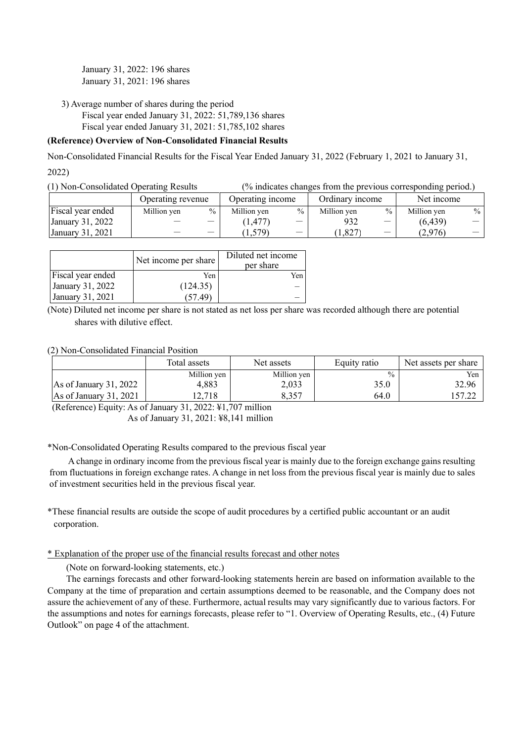January 31, 2022: 196 shares
January 31, 2021: 196 shares

3) Average number of shares during the period
Fiscal year ended January 31, 2022: 51,789,136 shares
Fiscal year ended January 31, 2021: 51,785,102 shares

**(Reference) Overview of Non-Consolidated Financial Results**

Non-Consolidated Financial Results for the Fiscal Year Ended January 31, 2022 (February 1, 2021 to January 31, 2022)

(1) Non-Consolidated Operating Results (% indicates changes from the previous corresponding period.)

| | Operating revenue | | Operating income | | Ordinary income | | Net income | |
|---|---|---|---|---|---|---|---|---|
| Fiscal year ended | Million yen | % | Million yen | % | Million yen | % | Million yen | % |
| January 31, 2022 | — | — | (1,477) | — | 932 | — | (6,439) | — |
| January 31, 2021 | — | — | (1,579) | — | (1,827) | — | (2,976) | — |

| | Net income per share | Diluted net income per share |
|---|---|---|
| Fiscal year ended | Yen | Yen |
| January 31, 2022 | (124.35) | – |
| January 31, 2021 | (57.49) | – |

(Note) Diluted net income per share is not stated as net loss per share was recorded although there are potential shares with dilutive effect.

(2) Non-Consolidated Financial Position

| | Total assets | Net assets | Equity ratio | Net assets per share |
|---|---|---|---|---|
| | Million yen | Million yen | % | Yen |
| As of January 31, 2022 | 4,883 | 2,033 | 35.0 | 32.96 |
| As of January 31, 2021 | 12,718 | 8,357 | 64.0 | 157.22 |

(Reference) Equity: As of January 31, 2022: ¥1,707 million
As of January 31, 2021: ¥8,141 million

*Non-Consolidated Operating Results compared to the previous fiscal year

A change in ordinary income from the previous fiscal year is mainly due to the foreign exchange gains resulting from fluctuations in foreign exchange rates. A change in net loss from the previous fiscal year is mainly due to sales of investment securities held in the previous fiscal year.

*These financial results are outside the scope of audit procedures by a certified public accountant or an audit corporation.

\* Explanation of the proper use of the financial results forecast and other notes

(Note on forward-looking statements, etc.)

The earnings forecasts and other forward-looking statements herein are based on information available to the Company at the time of preparation and certain assumptions deemed to be reasonable, and the Company does not assure the achievement of any of these. Furthermore, actual results may vary significantly due to various factors. For the assumptions and notes for earnings forecasts, please refer to "1. Overview of Operating Results, etc., (4) Future Outlook" on page 4 of the attachment.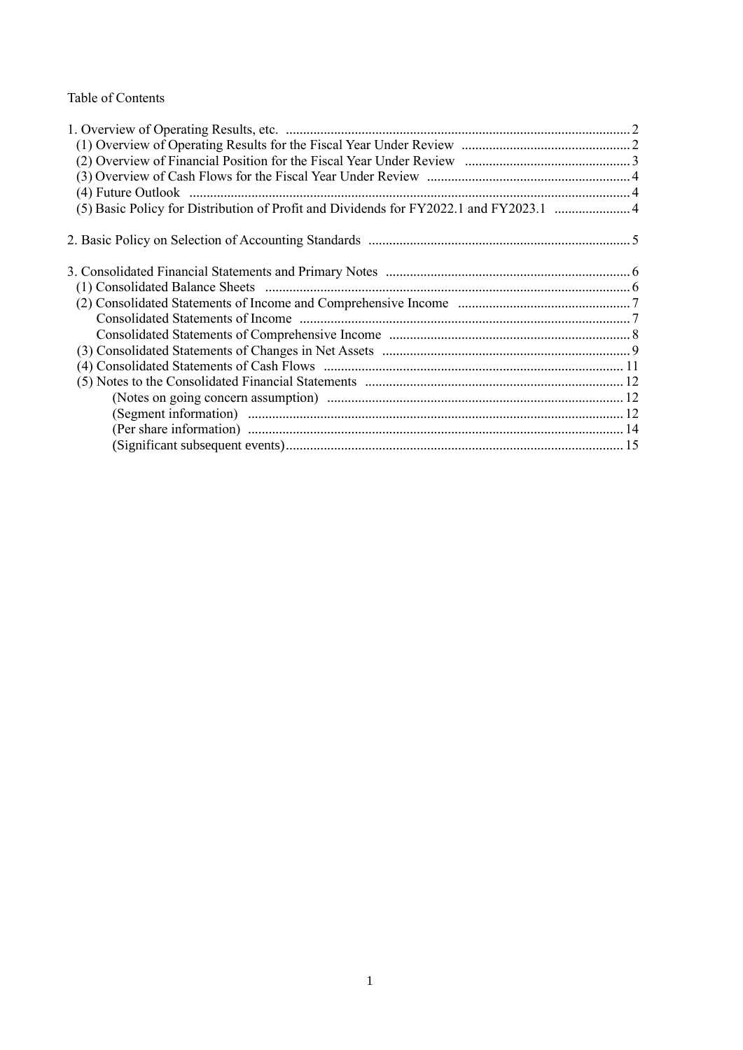Table of Contents

1. Overview of Operating Results, etc. .................................................................................................. 2
   - (1) Overview of Operating Results for the Fiscal Year Under Review ................................................. 2
   - (2) Overview of Financial Position for the Fiscal Year Under Review ................................................. 3
   - (3) Overview of Cash Flows for the Fiscal Year Under Review ........................................................... 4
   - (4) Future Outlook ................................................................................................................................ 4
   - (5) Basic Policy for Distribution of Profit and Dividends for FY2022.1 and FY2023.1 ....................... 4

2. Basic Policy on Selection of Accounting Standards ............................................................................ 5

3. Consolidated Financial Statements and Primary Notes ....................................................................... 6
   - (1) Consolidated Balance Sheets .......................................................................................................... 6
   - (2) Consolidated Statements of Income and Comprehensive Income .................................................. 7
     - Consolidated Statements of Income ................................................................................................. 7
     - Consolidated Statements of Comprehensive Income ...................................................................... 8
   - (3) Consolidated Statements of Changes in Net Assets ........................................................................ 9
   - (4) Consolidated Statements of Cash Flows ....................................................................................... 11
   - (5) Notes to the Consolidated Financial Statements ........................................................................... 12
     - (Notes on going concern assumption) ..................................................................................... 12
     - (Segment information) ............................................................................................................ 12
     - (Per share information) ........................................................................................................... 14
     - (Significant subsequent events).................................................................................................. 15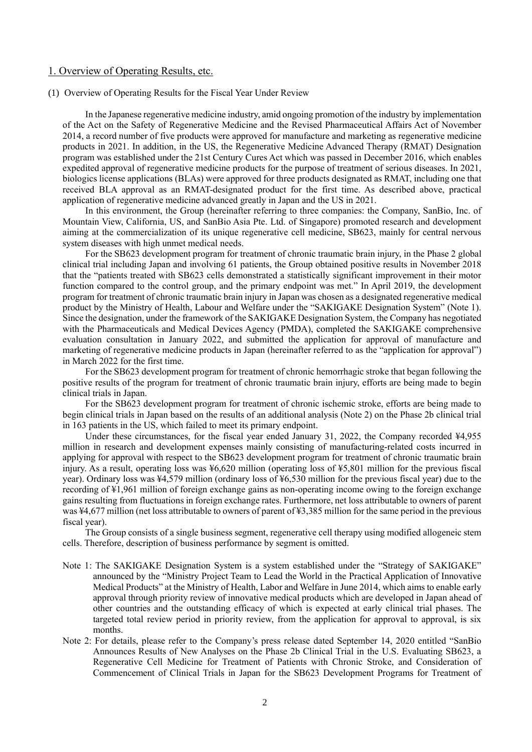## 1. Overview of Operating Results, etc.

### (1) Overview of Operating Results for the Fiscal Year Under Review

In the Japanese regenerative medicine industry, amid ongoing promotion of the industry by implementation of the Act on the Safety of Regenerative Medicine and the Revised Pharmaceutical Affairs Act of November 2014, a record number of five products were approved for manufacture and marketing as regenerative medicine products in 2021. In addition, in the US, the Regenerative Medicine Advanced Therapy (RMAT) Designation program was established under the 21st Century Cures Act which was passed in December 2016, which enables expedited approval of regenerative medicine products for the purpose of treatment of serious diseases. In 2021, biologics license applications (BLAs) were approved for three products designated as RMAT, including one that received BLA approval as an RMAT-designated product for the first time. As described above, practical application of regenerative medicine advanced greatly in Japan and the US in 2021.

In this environment, the Group (hereinafter referring to three companies: the Company, SanBio, Inc. of Mountain View, California, US, and SanBio Asia Pte. Ltd. of Singapore) promoted research and development aiming at the commercialization of its unique regenerative cell medicine, SB623, mainly for central nervous system diseases with high unmet medical needs.

For the SB623 development program for treatment of chronic traumatic brain injury, in the Phase 2 global clinical trial including Japan and involving 61 patients, the Group obtained positive results in November 2018 that the "patients treated with SB623 cells demonstrated a statistically significant improvement in their motor function compared to the control group, and the primary endpoint was met." In April 2019, the development program for treatment of chronic traumatic brain injury in Japan was chosen as a designated regenerative medical product by the Ministry of Health, Labour and Welfare under the "SAKIGAKE Designation System" (Note 1). Since the designation, under the framework of the SAKIGAKE Designation System, the Company has negotiated with the Pharmaceuticals and Medical Devices Agency (PMDA), completed the SAKIGAKE comprehensive evaluation consultation in January 2022, and submitted the application for approval of manufacture and marketing of regenerative medicine products in Japan (hereinafter referred to as the "application for approval") in March 2022 for the first time.

For the SB623 development program for treatment of chronic hemorrhagic stroke that began following the positive results of the program for treatment of chronic traumatic brain injury, efforts are being made to begin clinical trials in Japan.

For the SB623 development program for treatment of chronic ischemic stroke, efforts are being made to begin clinical trials in Japan based on the results of an additional analysis (Note 2) on the Phase 2b clinical trial in 163 patients in the US, which failed to meet its primary endpoint.

Under these circumstances, for the fiscal year ended January 31, 2022, the Company recorded ¥4,955 million in research and development expenses mainly consisting of manufacturing-related costs incurred in applying for approval with respect to the SB623 development program for treatment of chronic traumatic brain injury. As a result, operating loss was ¥6,620 million (operating loss of ¥5,801 million for the previous fiscal year). Ordinary loss was ¥4,579 million (ordinary loss of ¥6,530 million for the previous fiscal year) due to the recording of ¥1,961 million of foreign exchange gains as non-operating income owing to the foreign exchange gains resulting from fluctuations in foreign exchange rates. Furthermore, net loss attributable to owners of parent was ¥4,677 million (net loss attributable to owners of parent of ¥3,385 million for the same period in the previous fiscal year).

The Group consists of a single business segment, regenerative cell therapy using modified allogeneic stem cells. Therefore, description of business performance by segment is omitted.

Note 1: The SAKIGAKE Designation System is a system established under the "Strategy of SAKIGAKE" announced by the "Ministry Project Team to Lead the World in the Practical Application of Innovative Medical Products" at the Ministry of Health, Labor and Welfare in June 2014, which aims to enable early approval through priority review of innovative medical products which are developed in Japan ahead of other countries and the outstanding efficacy of which is expected at early clinical trial phases. The targeted total review period in priority review, from the application for approval to approval, is six months.

Note 2: For details, please refer to the Company's press release dated September 14, 2020 entitled "SanBio Announces Results of New Analyses on the Phase 2b Clinical Trial in the U.S. Evaluating SB623, a Regenerative Cell Medicine for Treatment of Patients with Chronic Stroke, and Consideration of Commencement of Clinical Trials in Japan for the SB623 Development Programs for Treatment of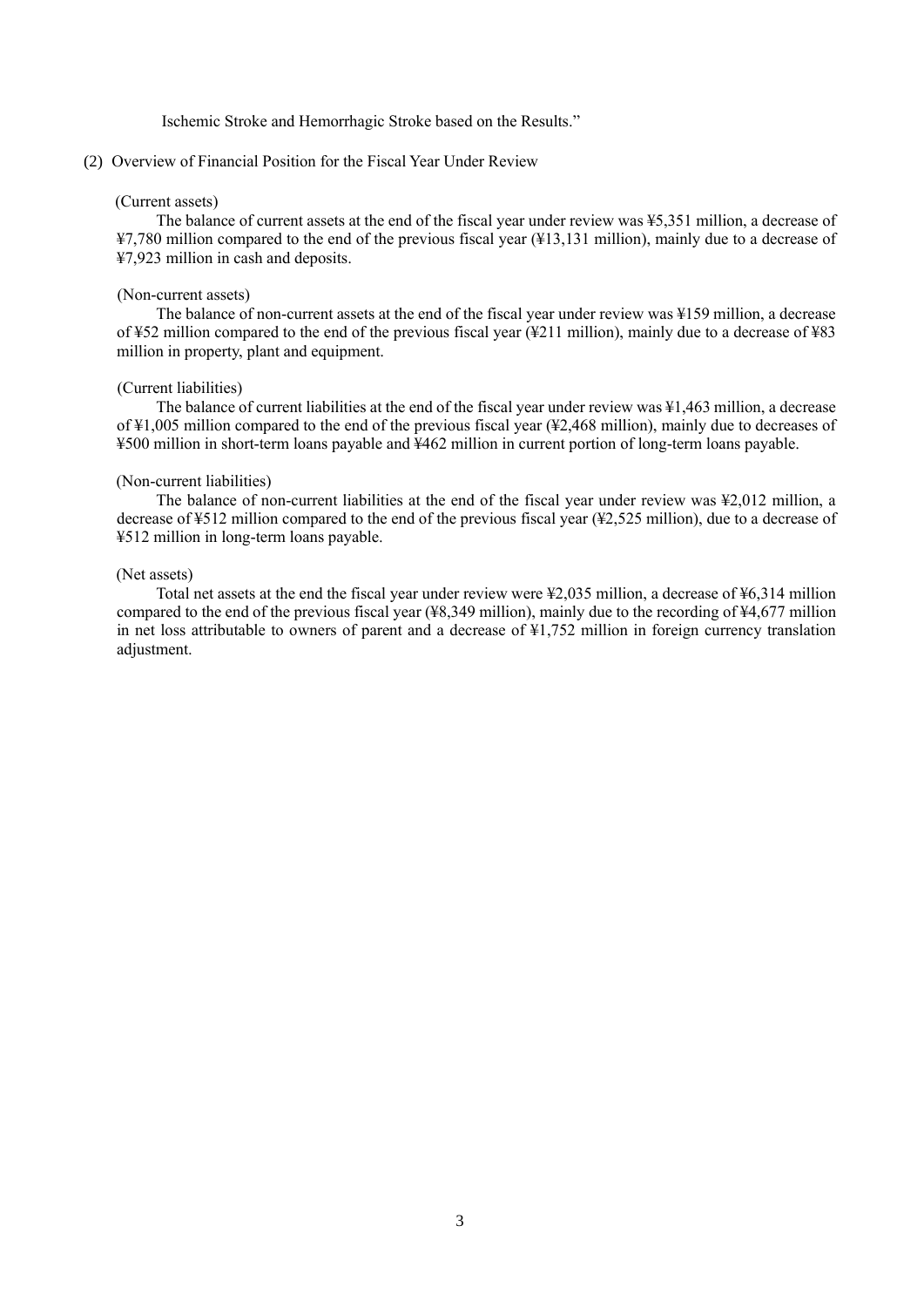Ischemic Stroke and Hemorrhagic Stroke based on the Results."

(2) Overview of Financial Position for the Fiscal Year Under Review

(Current assets)

The balance of current assets at the end of the fiscal year under review was ¥5,351 million, a decrease of ¥7,780 million compared to the end of the previous fiscal year (¥13,131 million), mainly due to a decrease of ¥7,923 million in cash and deposits.

(Non-current assets)

The balance of non-current assets at the end of the fiscal year under review was ¥159 million, a decrease of ¥52 million compared to the end of the previous fiscal year (¥211 million), mainly due to a decrease of ¥83 million in property, plant and equipment.

(Current liabilities)

The balance of current liabilities at the end of the fiscal year under review was ¥1,463 million, a decrease of ¥1,005 million compared to the end of the previous fiscal year (¥2,468 million), mainly due to decreases of ¥500 million in short-term loans payable and ¥462 million in current portion of long-term loans payable.

(Non-current liabilities)

The balance of non-current liabilities at the end of the fiscal year under review was ¥2,012 million, a decrease of ¥512 million compared to the end of the previous fiscal year (¥2,525 million), due to a decrease of ¥512 million in long-term loans payable.

(Net assets)

Total net assets at the end the fiscal year under review were ¥2,035 million, a decrease of ¥6,314 million compared to the end of the previous fiscal year (¥8,349 million), mainly due to the recording of ¥4,677 million in net loss attributable to owners of parent and a decrease of ¥1,752 million in foreign currency translation adjustment.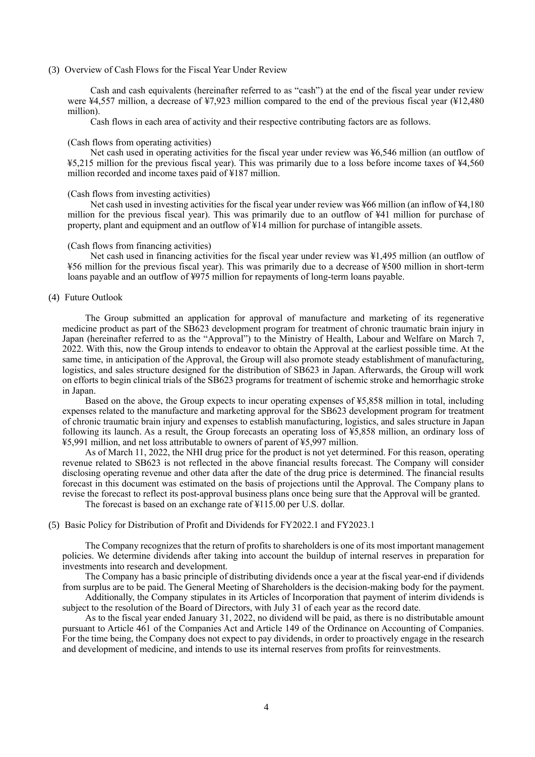### (3) Overview of Cash Flows for the Fiscal Year Under Review

Cash and cash equivalents (hereinafter referred to as "cash") at the end of the fiscal year under review were ¥4,557 million, a decrease of ¥7,923 million compared to the end of the previous fiscal year (¥12,480 million).

Cash flows in each area of activity and their respective contributing factors are as follows.

(Cash flows from operating activities)

Net cash used in operating activities for the fiscal year under review was ¥6,546 million (an outflow of ¥5,215 million for the previous fiscal year). This was primarily due to a loss before income taxes of ¥4,560 million recorded and income taxes paid of ¥187 million.

(Cash flows from investing activities)

Net cash used in investing activities for the fiscal year under review was ¥66 million (an inflow of ¥4,180 million for the previous fiscal year). This was primarily due to an outflow of ¥41 million for purchase of property, plant and equipment and an outflow of ¥14 million for purchase of intangible assets.

(Cash flows from financing activities)

Net cash used in financing activities for the fiscal year under review was ¥1,495 million (an outflow of ¥56 million for the previous fiscal year). This was primarily due to a decrease of ¥500 million in short-term loans payable and an outflow of ¥975 million for repayments of long-term loans payable.

### (4) Future Outlook

The Group submitted an application for approval of manufacture and marketing of its regenerative medicine product as part of the SB623 development program for treatment of chronic traumatic brain injury in Japan (hereinafter referred to as the "Approval") to the Ministry of Health, Labour and Welfare on March 7, 2022. With this, now the Group intends to endeavor to obtain the Approval at the earliest possible time. At the same time, in anticipation of the Approval, the Group will also promote steady establishment of manufacturing, logistics, and sales structure designed for the distribution of SB623 in Japan. Afterwards, the Group will work on efforts to begin clinical trials of the SB623 programs for treatment of ischemic stroke and hemorrhagic stroke in Japan.

Based on the above, the Group expects to incur operating expenses of ¥5,858 million in total, including expenses related to the manufacture and marketing approval for the SB623 development program for treatment of chronic traumatic brain injury and expenses to establish manufacturing, logistics, and sales structure in Japan following its launch. As a result, the Group forecasts an operating loss of ¥5,858 million, an ordinary loss of ¥5,991 million, and net loss attributable to owners of parent of ¥5,997 million.

As of March 11, 2022, the NHI drug price for the product is not yet determined. For this reason, operating revenue related to SB623 is not reflected in the above financial results forecast. The Company will consider disclosing operating revenue and other data after the date of the drug price is determined. The financial results forecast in this document was estimated on the basis of projections until the Approval. The Company plans to revise the forecast to reflect its post-approval business plans once being sure that the Approval will be granted.

The forecast is based on an exchange rate of ¥115.00 per U.S. dollar.

### (5) Basic Policy for Distribution of Profit and Dividends for FY2022.1 and FY2023.1

The Company recognizes that the return of profits to shareholders is one of its most important management policies. We determine dividends after taking into account the buildup of internal reserves in preparation for investments into research and development.

The Company has a basic principle of distributing dividends once a year at the fiscal year-end if dividends from surplus are to be paid. The General Meeting of Shareholders is the decision-making body for the payment.

Additionally, the Company stipulates in its Articles of Incorporation that payment of interim dividends is subject to the resolution of the Board of Directors, with July 31 of each year as the record date.

As to the fiscal year ended January 31, 2022, no dividend will be paid, as there is no distributable amount pursuant to Article 461 of the Companies Act and Article 149 of the Ordinance on Accounting of Companies. For the time being, the Company does not expect to pay dividends, in order to proactively engage in the research and development of medicine, and intends to use its internal reserves from profits for reinvestments.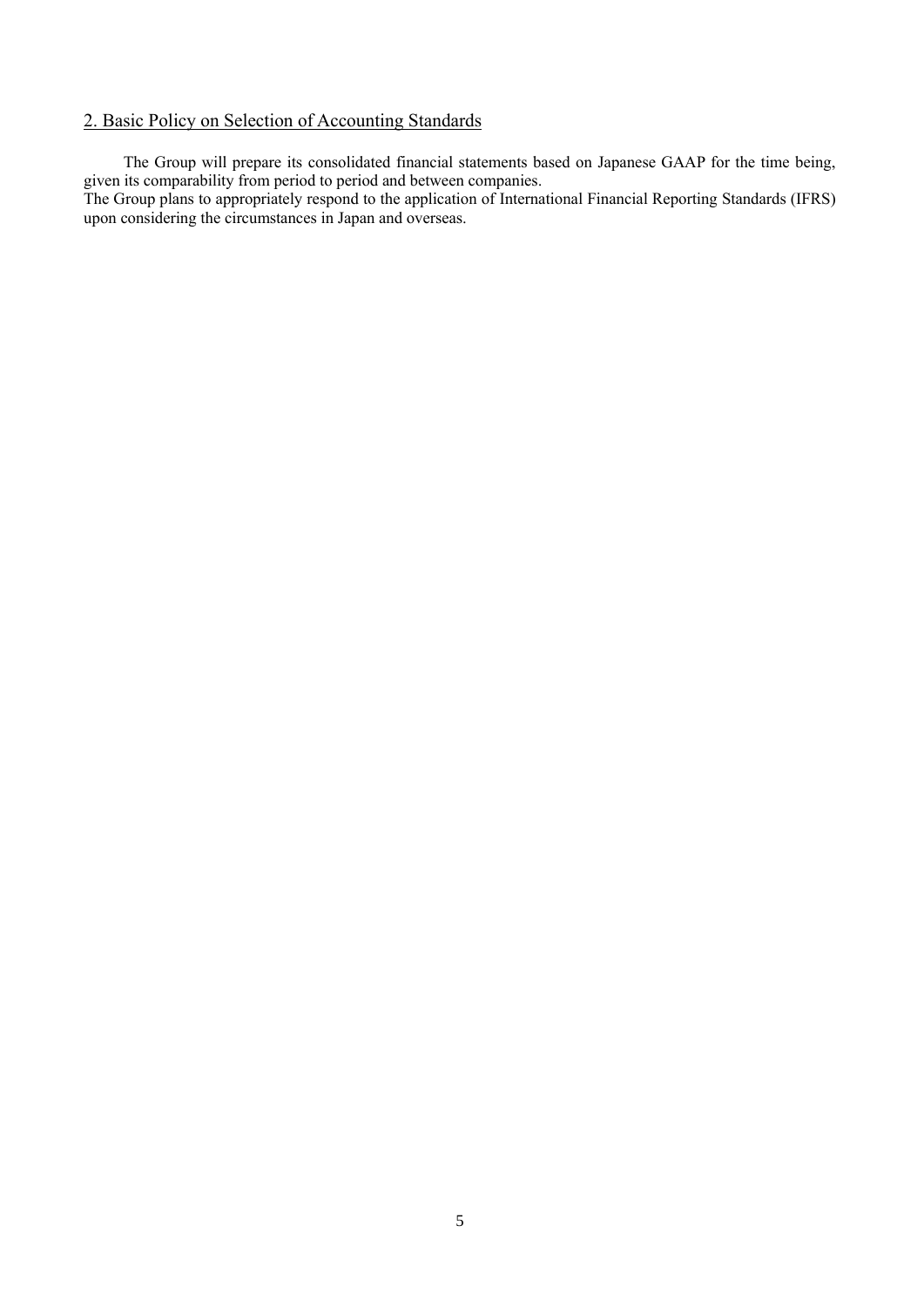## 2. Basic Policy on Selection of Accounting Standards

The Group will prepare its consolidated financial statements based on Japanese GAAP for the time being, given its comparability from period to period and between companies.

The Group plans to appropriately respond to the application of International Financial Reporting Standards (IFRS) upon considering the circumstances in Japan and overseas.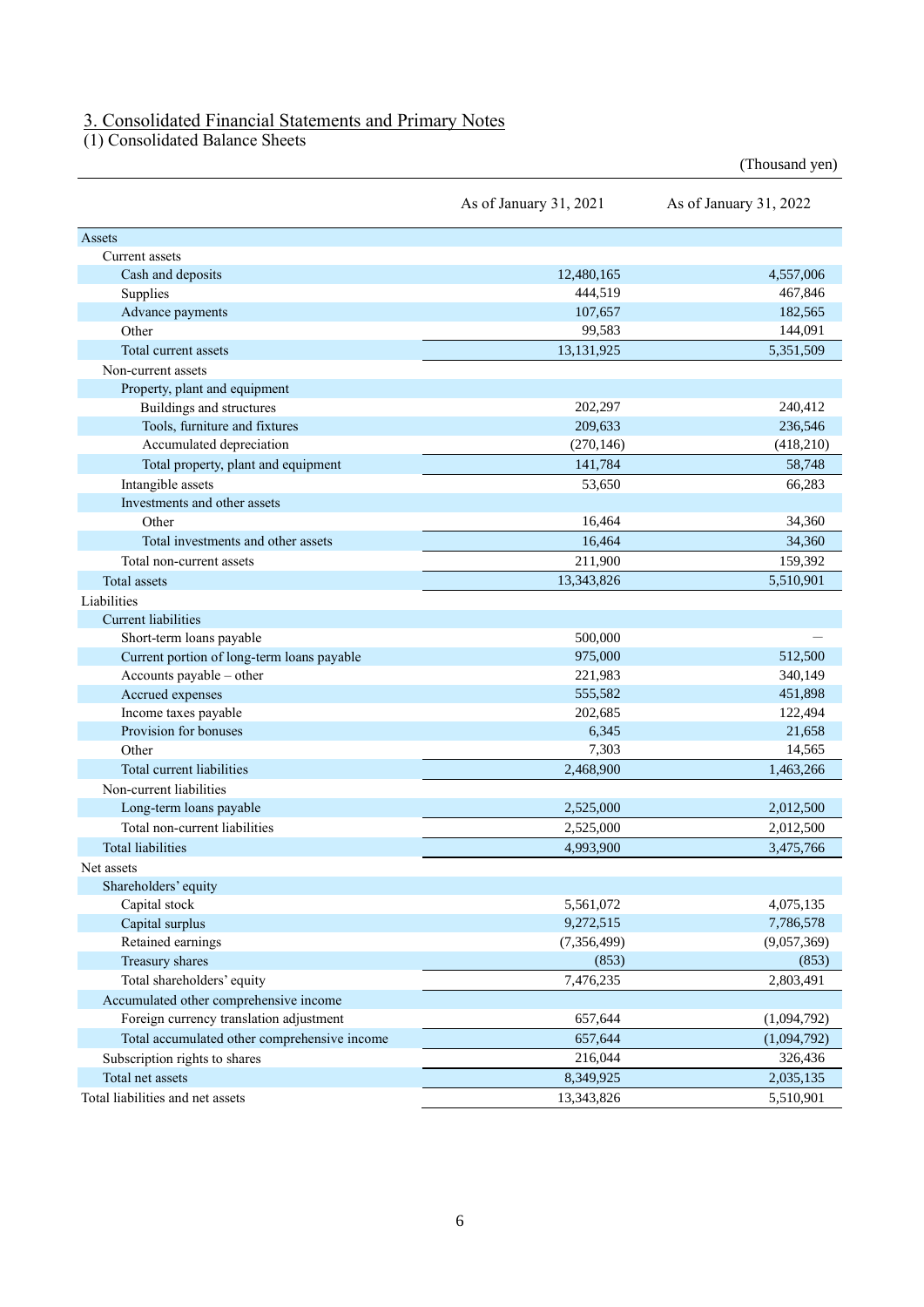## 3. Consolidated Financial Statements and Primary Notes

### (1) Consolidated Balance Sheets

(Thousand yen)

| | As of January 31, 2021 | As of January 31, 2022 |
|---|---|---|
| Assets | | |
| Current assets | | |
| Cash and deposits | 12,480,165 | 4,557,006 |
| Supplies | 444,519 | 467,846 |
| Advance payments | 107,657 | 182,565 |
| Other | 99,583 | 144,091 |
| Total current assets | 13,131,925 | 5,351,509 |
| Non-current assets | | |
| Property, plant and equipment | | |
| Buildings and structures | 202,297 | 240,412 |
| Tools, furniture and fixtures | 209,633 | 236,546 |
| Accumulated depreciation | (270,146) | (418,210) |
| Total property, plant and equipment | 141,784 | 58,748 |
| Intangible assets | 53,650 | 66,283 |
| Investments and other assets | | |
| Other | 16,464 | 34,360 |
| Total investments and other assets | 16,464 | 34,360 |
| Total non-current assets | 211,900 | 159,392 |
| Total assets | 13,343,826 | 5,510,901 |
| Liabilities | | |
| Current liabilities | | |
| Short-term loans payable | 500,000 | – |
| Current portion of long-term loans payable | 975,000 | 512,500 |
| Accounts payable – other | 221,983 | 340,149 |
| Accrued expenses | 555,582 | 451,898 |
| Income taxes payable | 202,685 | 122,494 |
| Provision for bonuses | 6,345 | 21,658 |
| Other | 7,303 | 14,565 |
| Total current liabilities | 2,468,900 | 1,463,266 |
| Non-current liabilities | | |
| Long-term loans payable | 2,525,000 | 2,012,500 |
| Total non-current liabilities | 2,525,000 | 2,012,500 |
| Total liabilities | 4,993,900 | 3,475,766 |
| Net assets | | |
| Shareholders' equity | | |
| Capital stock | 5,561,072 | 4,075,135 |
| Capital surplus | 9,272,515 | 7,786,578 |
| Retained earnings | (7,356,499) | (9,057,369) |
| Treasury shares | (853) | (853) |
| Total shareholders' equity | 7,476,235 | 2,803,491 |
| Accumulated other comprehensive income | | |
| Foreign currency translation adjustment | 657,644 | (1,094,792) |
| Total accumulated other comprehensive income | 657,644 | (1,094,792) |
| Subscription rights to shares | 216,044 | 326,436 |
| Total net assets | 8,349,925 | 2,035,135 |
| Total liabilities and net assets | 13,343,826 | 5,510,901 |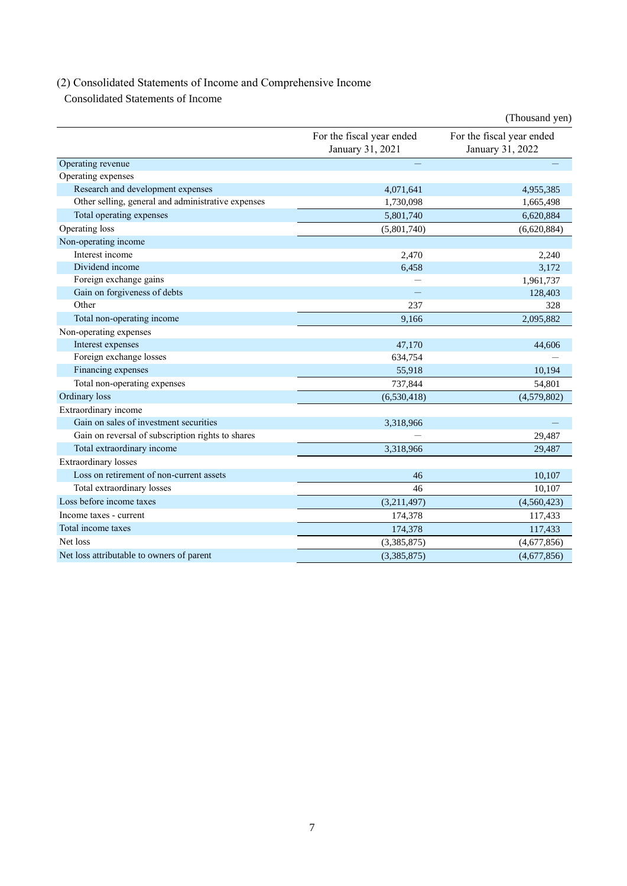### (2) Consolidated Statements of Income and Comprehensive Income

Consolidated Statements of Income

(Thousand yen)

| | For the fiscal year ended January 31, 2021 | For the fiscal year ended January 31, 2022 |
|---|---|---|
| Operating revenue | — | — |
| Operating expenses | | |
| Research and development expenses | 4,071,641 | 4,955,385 |
| Other selling, general and administrative expenses | 1,730,098 | 1,665,498 |
| Total operating expenses | 5,801,740 | 6,620,884 |
| Operating loss | (5,801,740) | (6,620,884) |
| Non-operating income | | |
| Interest income | 2,470 | 2,240 |
| Dividend income | 6,458 | 3,172 |
| Foreign exchange gains | — | 1,961,737 |
| Gain on forgiveness of debts | — | 128,403 |
| Other | 237 | 328 |
| Total non-operating income | 9,166 | 2,095,882 |
| Non-operating expenses | | |
| Interest expenses | 47,170 | 44,606 |
| Foreign exchange losses | 634,754 | — |
| Financing expenses | 55,918 | 10,194 |
| Total non-operating expenses | 737,844 | 54,801 |
| Ordinary loss | (6,530,418) | (4,579,802) |
| Extraordinary income | | |
| Gain on sales of investment securities | 3,318,966 | — |
| Gain on reversal of subscription rights to shares | — | 29,487 |
| Total extraordinary income | 3,318,966 | 29,487 |
| Extraordinary losses | | |
| Loss on retirement of non-current assets | 46 | 10,107 |
| Total extraordinary losses | 46 | 10,107 |
| Loss before income taxes | (3,211,497) | (4,560,423) |
| Income taxes - current | 174,378 | 117,433 |
| Total income taxes | 174,378 | 117,433 |
| Net loss | (3,385,875) | (4,677,856) |
| Net loss attributable to owners of parent | (3,385,875) | (4,677,856) |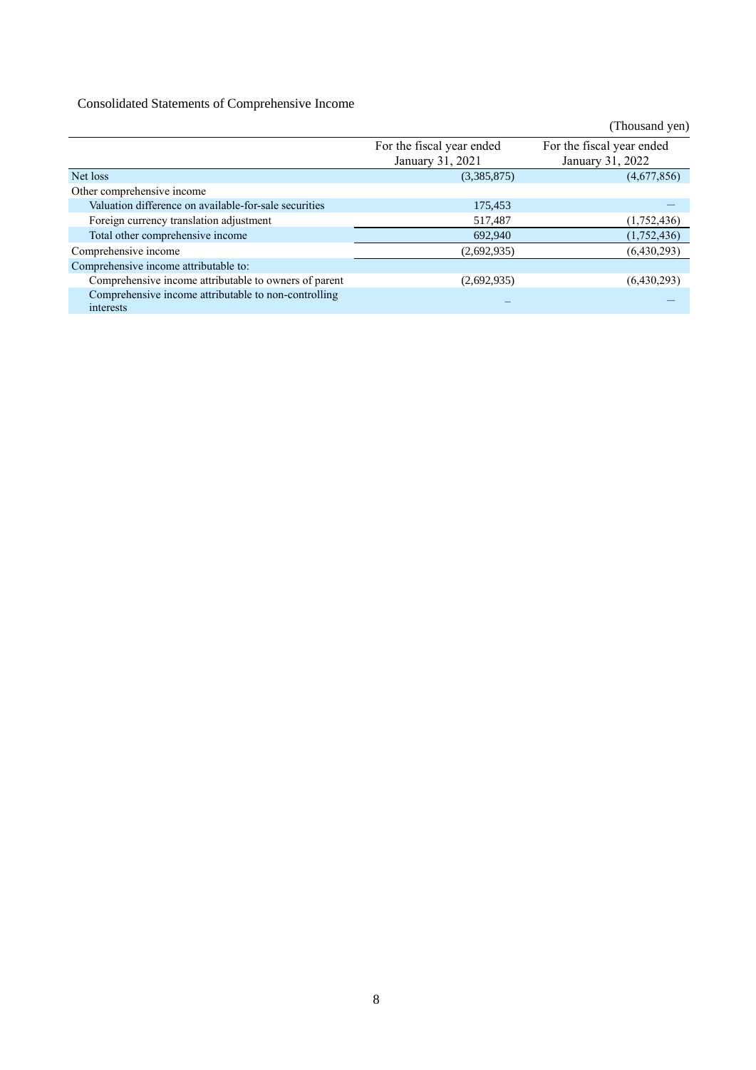Consolidated Statements of Comprehensive Income

(Thousand yen)

| | For the fiscal year ended January 31, 2021 | For the fiscal year ended January 31, 2022 |
|---|---|---|
| Net loss | (3,385,875) | (4,677,856) |
| Other comprehensive income | | |
| Valuation difference on available-for-sale securities | 175,453 | – |
| Foreign currency translation adjustment | 517,487 | (1,752,436) |
| Total other comprehensive income | 692,940 | (1,752,436) |
| Comprehensive income | (2,692,935) | (6,430,293) |
| Comprehensive income attributable to: | | |
| Comprehensive income attributable to owners of parent | (2,692,935) | (6,430,293) |
| Comprehensive income attributable to non-controlling interests | – | – |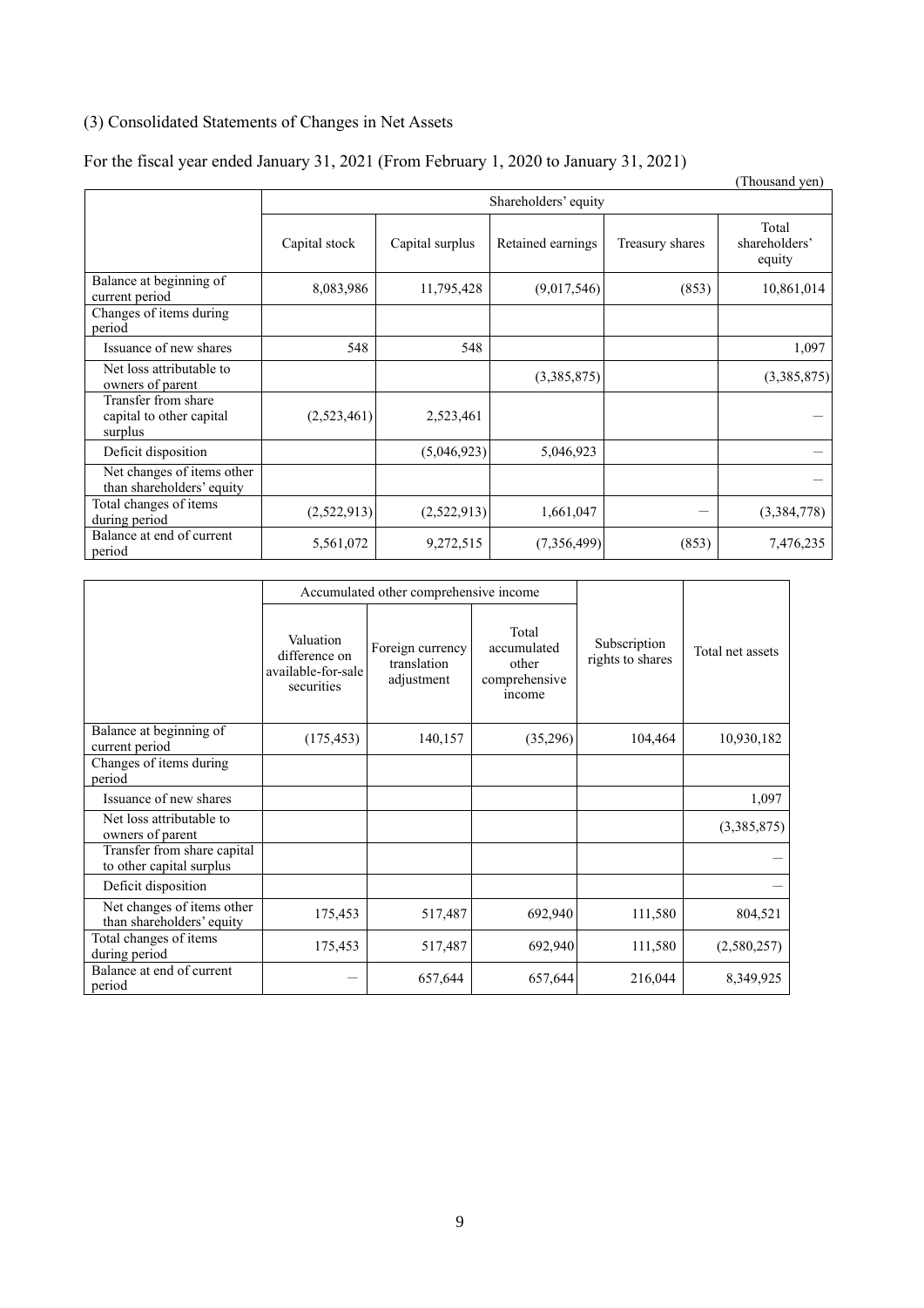## (3) Consolidated Statements of Changes in Net Assets

For the fiscal year ended January 31, 2021 (From February 1, 2020 to January 31, 2021)

(Thousand yen)

| | Shareholders' equity | | | | |
|---|---|---|---|---|---|
| | Capital stock | Capital surplus | Retained earnings | Treasury shares | Total shareholders' equity |
| Balance at beginning of current period | 8,083,986 | 11,795,428 | (9,017,546) | (853) | 10,861,014 |
| Changes of items during period | | | | | |
| Issuance of new shares | 548 | 548 | | | 1,097 |
| Net loss attributable to owners of parent | | | (3,385,875) | | (3,385,875) |
| Transfer from share capital to other capital surplus | (2,523,461) | 2,523,461 | | | — |
| Deficit disposition | | (5,046,923) | 5,046,923 | | — |
| Net changes of items other than shareholders' equity | | | | | — |
| Total changes of items during period | (2,522,913) | (2,522,913) | 1,661,047 | — | (3,384,778) |
| Balance at end of current period | 5,561,072 | 9,272,515 | (7,356,499) | (853) | 7,476,235 |

| | Accumulated other comprehensive income | | | Subscription rights to shares | Total net assets |
|---|---|---|---|---|---|
| | Valuation difference on available-for-sale securities | Foreign currency translation adjustment | Total accumulated other comprehensive income | | |
| Balance at beginning of current period | (175,453) | 140,157 | (35,296) | 104,464 | 10,930,182 |
| Changes of items during period | | | | | |
| Issuance of new shares | | | | | 1,097 |
| Net loss attributable to owners of parent | | | | | (3,385,875) |
| Transfer from share capital to other capital surplus | | | | | — |
| Deficit disposition | | | | | — |
| Net changes of items other than shareholders' equity | 175,453 | 517,487 | 692,940 | 111,580 | 804,521 |
| Total changes of items during period | 175,453 | 517,487 | 692,940 | 111,580 | (2,580,257) |
| Balance at end of current period | — | 657,644 | 657,644 | 216,044 | 8,349,925 |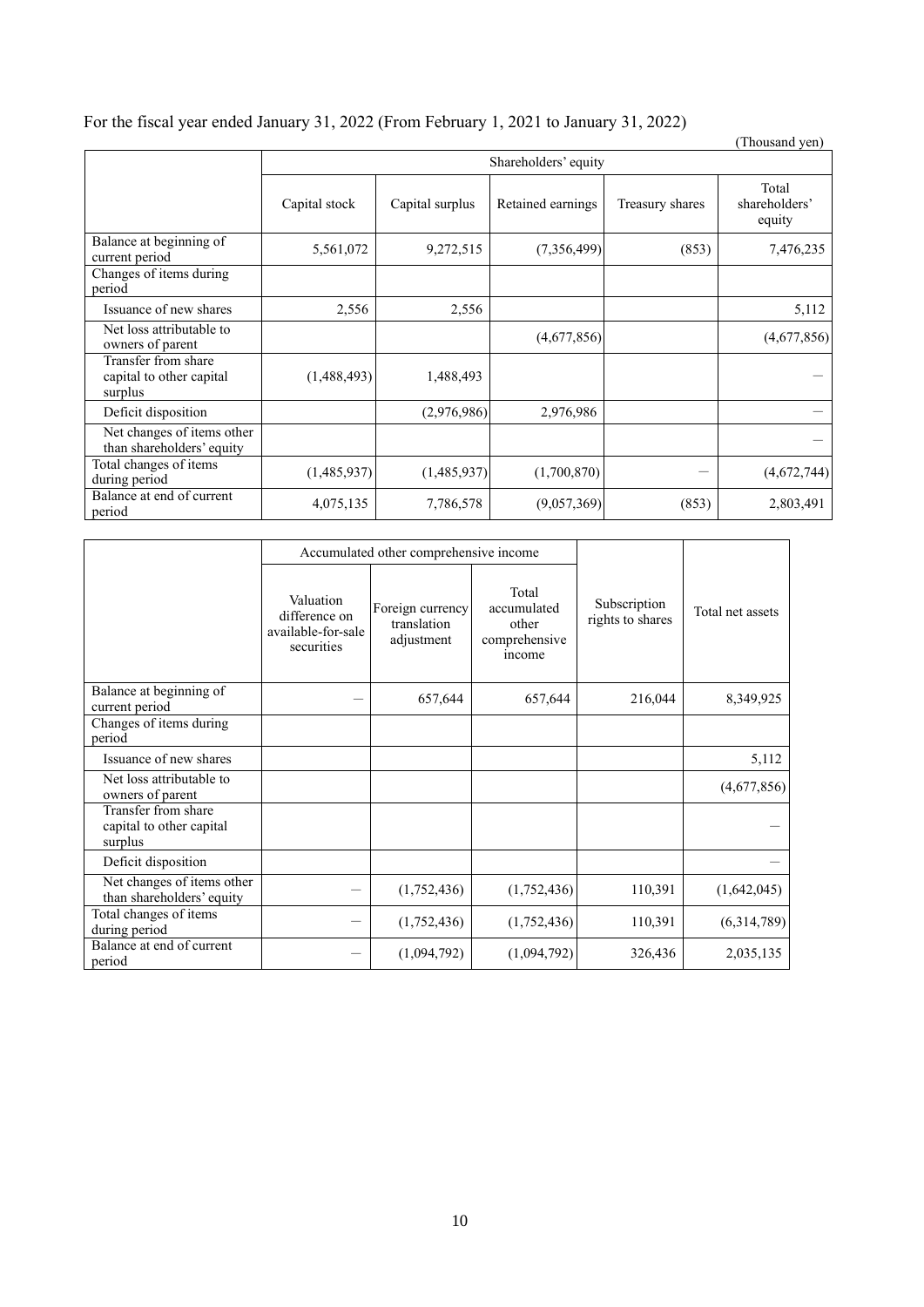For the fiscal year ended January 31, 2022 (From February 1, 2021 to January 31, 2022)

(Thousand yen)

| | Shareholders' equity | | | | |
|---|---|---|---|---|---|
| | Capital stock | Capital surplus | Retained earnings | Treasury shares | Total shareholders' equity |
| Balance at beginning of current period | 5,561,072 | 9,272,515 | (7,356,499) | (853) | 7,476,235 |
| Changes of items during period | | | | | |
| Issuance of new shares | 2,556 | 2,556 | | | 5,112 |
| Net loss attributable to owners of parent | | | (4,677,856) | | (4,677,856) |
| Transfer from share capital to other capital surplus | (1,488,493) | 1,488,493 | | | － |
| Deficit disposition | | (2,976,986) | 2,976,986 | | － |
| Net changes of items other than shareholders' equity | | | | | － |
| Total changes of items during period | (1,485,937) | (1,485,937) | (1,700,870) | － | (4,672,744) |
| Balance at end of current period | 4,075,135 | 7,786,578 | (9,057,369) | (853) | 2,803,491 |

| | Accumulated other comprehensive income | | | Subscription rights to shares | Total net assets |
|---|---|---|---|---|---|
| | Valuation difference on available-for-sale securities | Foreign currency translation adjustment | Total accumulated other comprehensive income | | |
| Balance at beginning of current period | － | 657,644 | 657,644 | 216,044 | 8,349,925 |
| Changes of items during period | | | | | |
| Issuance of new shares | | | | | 5,112 |
| Net loss attributable to owners of parent | | | | | (4,677,856) |
| Transfer from share capital to other capital surplus | | | | | － |
| Deficit disposition | | | | | － |
| Net changes of items other than shareholders' equity | － | (1,752,436) | (1,752,436) | 110,391 | (1,642,045) |
| Total changes of items during period | － | (1,752,436) | (1,752,436) | 110,391 | (6,314,789) |
| Balance at end of current period | － | (1,094,792) | (1,094,792) | 326,436 | 2,035,135 |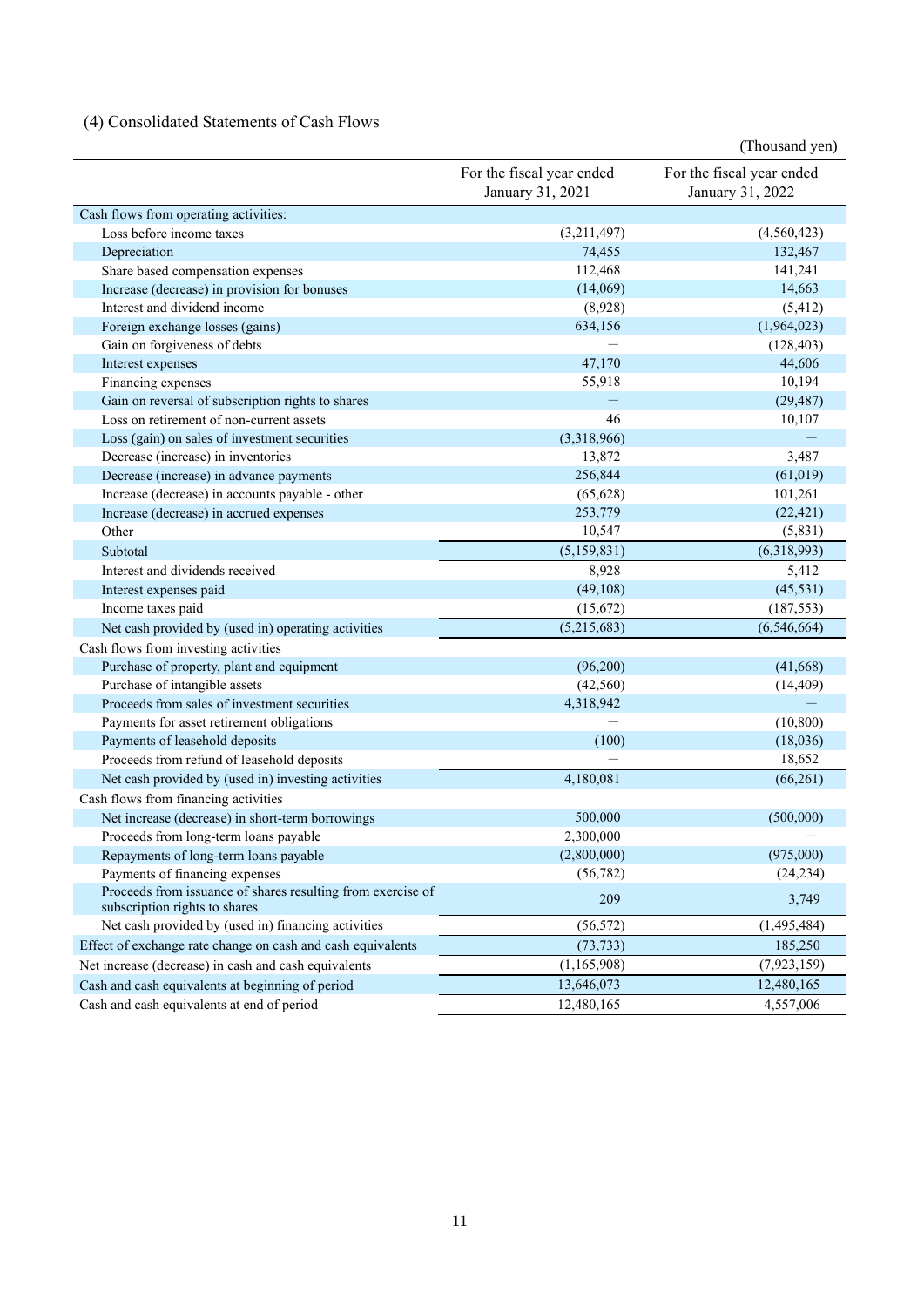## (4) Consolidated Statements of Cash Flows

(Thousand yen)

| | For the fiscal year ended January 31, 2021 | For the fiscal year ended January 31, 2022 |
|---|---|---|
| Cash flows from operating activities: | | |
| Loss before income taxes | (3,211,497) | (4,560,423) |
| Depreciation | 74,455 | 132,467 |
| Share based compensation expenses | 112,468 | 141,241 |
| Increase (decrease) in provision for bonuses | (14,069) | 14,663 |
| Interest and dividend income | (8,928) | (5,412) |
| Foreign exchange losses (gains) | 634,156 | (1,964,023) |
| Gain on forgiveness of debts | – | (128,403) |
| Interest expenses | 47,170 | 44,606 |
| Financing expenses | 55,918 | 10,194 |
| Gain on reversal of subscription rights to shares | – | (29,487) |
| Loss on retirement of non-current assets | 46 | 10,107 |
| Loss (gain) on sales of investment securities | (3,318,966) | – |
| Decrease (increase) in inventories | 13,872 | 3,487 |
| Decrease (increase) in advance payments | 256,844 | (61,019) |
| Increase (decrease) in accounts payable - other | (65,628) | 101,261 |
| Increase (decrease) in accrued expenses | 253,779 | (22,421) |
| Other | 10,547 | (5,831) |
| Subtotal | (5,159,831) | (6,318,993) |
| Interest and dividends received | 8,928 | 5,412 |
| Interest expenses paid | (49,108) | (45,531) |
| Income taxes paid | (15,672) | (187,553) |
| Net cash provided by (used in) operating activities | (5,215,683) | (6,546,664) |
| Cash flows from investing activities | | |
| Purchase of property, plant and equipment | (96,200) | (41,668) |
| Purchase of intangible assets | (42,560) | (14,409) |
| Proceeds from sales of investment securities | 4,318,942 | – |
| Payments for asset retirement obligations | – | (10,800) |
| Payments of leasehold deposits | (100) | (18,036) |
| Proceeds from refund of leasehold deposits | – | 18,652 |
| Net cash provided by (used in) investing activities | 4,180,081 | (66,261) |
| Cash flows from financing activities | | |
| Net increase (decrease) in short-term borrowings | 500,000 | (500,000) |
| Proceeds from long-term loans payable | 2,300,000 | – |
| Repayments of long-term loans payable | (2,800,000) | (975,000) |
| Payments of financing expenses | (56,782) | (24,234) |
| Proceeds from issuance of shares resulting from exercise of subscription rights to shares | 209 | 3,749 |
| Net cash provided by (used in) financing activities | (56,572) | (1,495,484) |
| Effect of exchange rate change on cash and cash equivalents | (73,733) | 185,250 |
| Net increase (decrease) in cash and cash equivalents | (1,165,908) | (7,923,159) |
| Cash and cash equivalents at beginning of period | 13,646,073 | 12,480,165 |
| Cash and cash equivalents at end of period | 12,480,165 | 4,557,006 |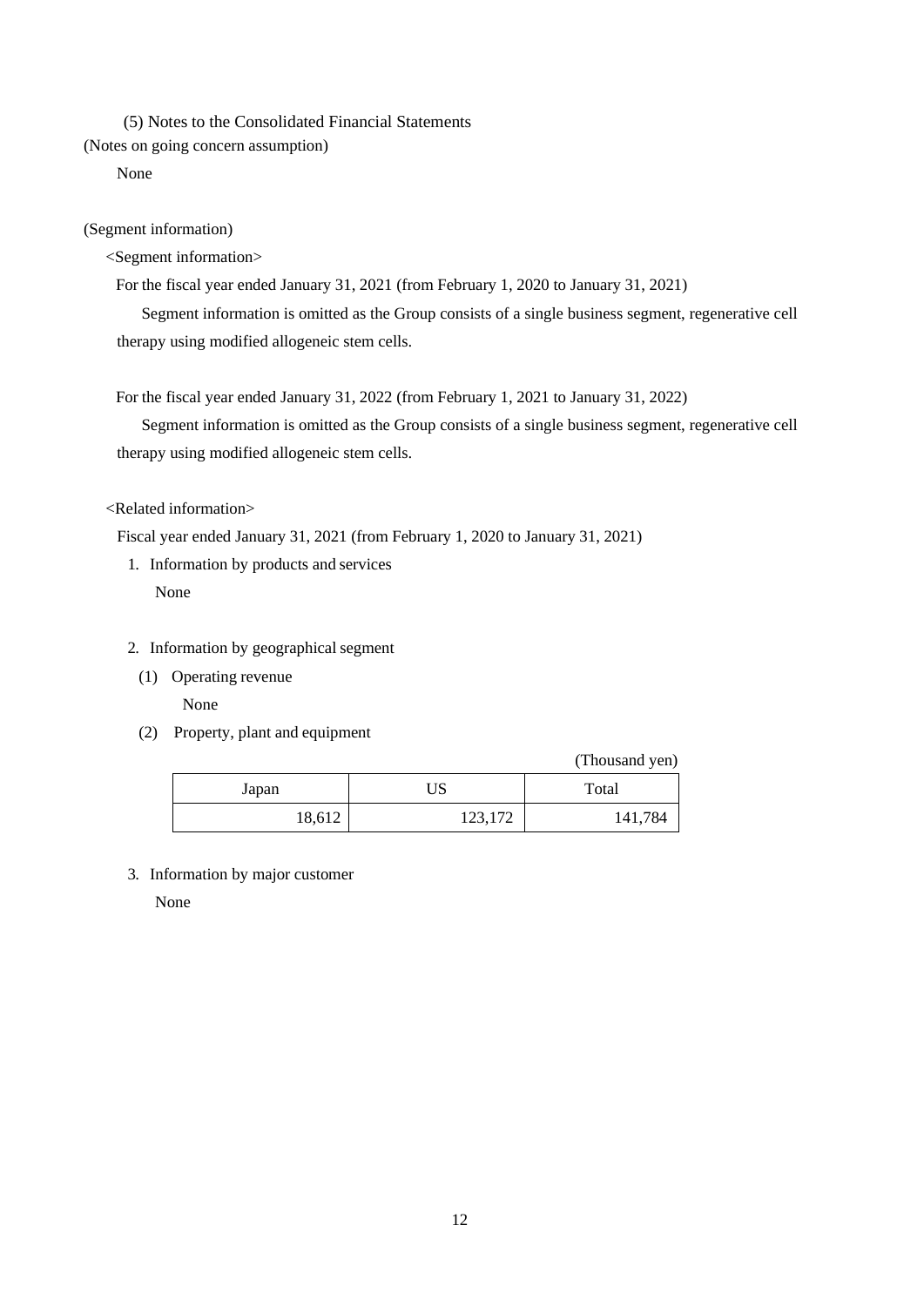### (5) Notes to the Consolidated Financial Statements

(Notes on going concern assumption)

None

(Segment information)

<Segment information>

For the fiscal year ended January 31, 2021 (from February 1, 2020 to January 31, 2021)

Segment information is omitted as the Group consists of a single business segment, regenerative cell therapy using modified allogeneic stem cells.

For the fiscal year ended January 31, 2022 (from February 1, 2021 to January 31, 2022)

Segment information is omitted as the Group consists of a single business segment, regenerative cell therapy using modified allogeneic stem cells.

<Related information>

Fiscal year ended January 31, 2021 (from February 1, 2020 to January 31, 2021)

1. Information by products and services

   None

2. Information by geographical segment

   (1) Operating revenue

   None

   (2) Property, plant and equipment

(Thousand yen)

| Japan | US | Total |
|---|---|---|
| 18,612 | 123,172 | 141,784 |

3. Information by major customer

   None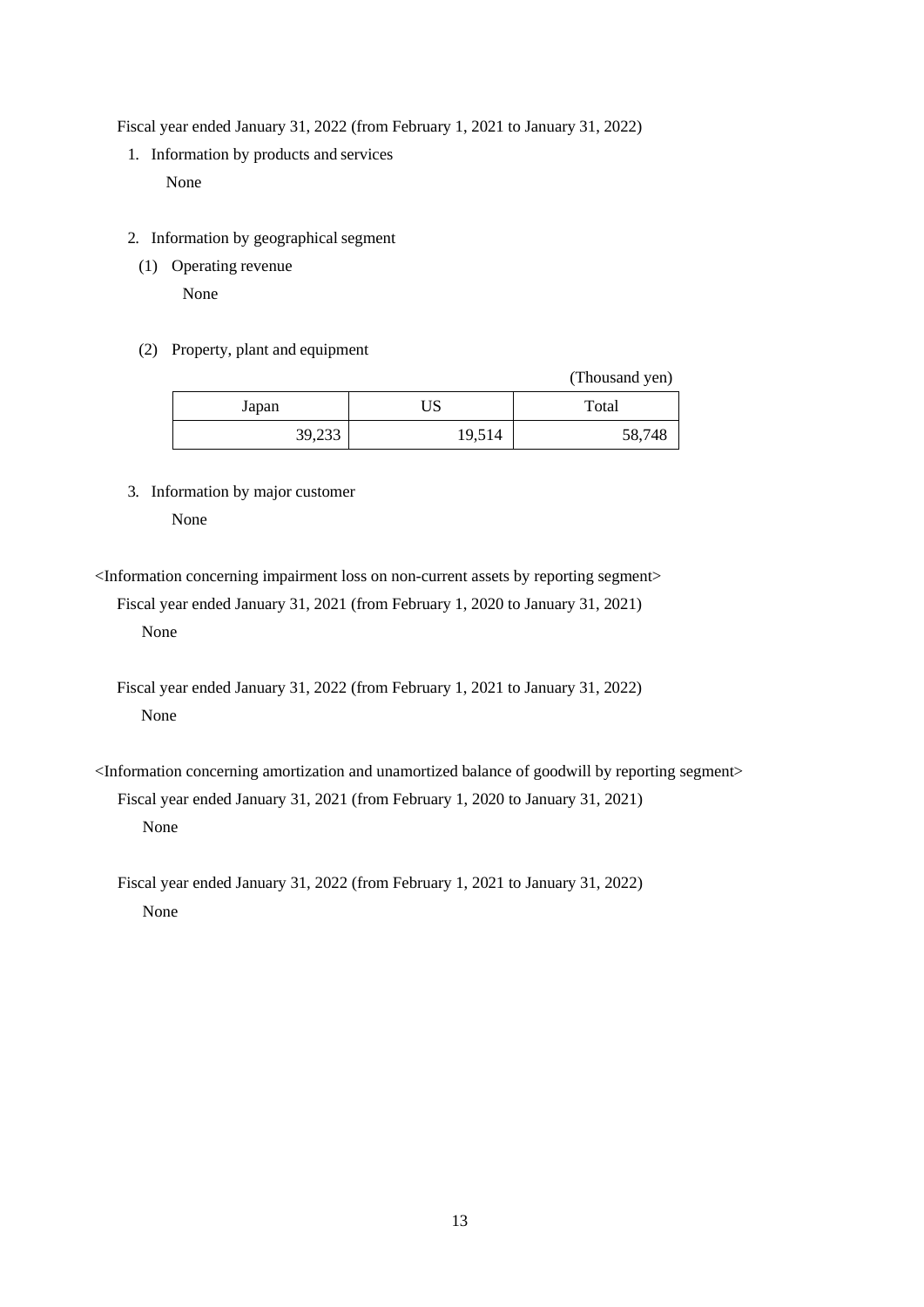Fiscal year ended January 31, 2022 (from February 1, 2021 to January 31, 2022)

1. Information by products and services

   None

2. Information by geographical segment

   (1) Operating revenue

   None

   (2) Property, plant and equipment

(Thousand yen)

| Japan | US | Total |
|---:|---:|---:|
| 39,233 | 19,514 | 58,748 |

3. Information by major customer

   None

<Information concerning impairment loss on non-current assets by reporting segment>

Fiscal year ended January 31, 2021 (from February 1, 2020 to January 31, 2021)

None

Fiscal year ended January 31, 2022 (from February 1, 2021 to January 31, 2022)

None

<Information concerning amortization and unamortized balance of goodwill by reporting segment>

Fiscal year ended January 31, 2021 (from February 1, 2020 to January 31, 2021)

None

Fiscal year ended January 31, 2022 (from February 1, 2021 to January 31, 2022)

None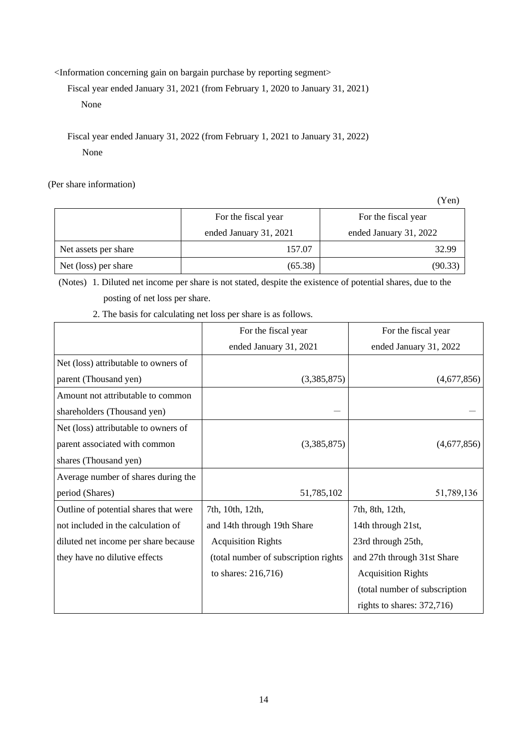<Information concerning gain on bargain purchase by reporting segment>

Fiscal year ended January 31, 2021 (from February 1, 2020 to January 31, 2021)

None

Fiscal year ended January 31, 2022 (from February 1, 2021 to January 31, 2022)

None

(Per share information)

(Yen)

| | For the fiscal year ended January 31, 2021 | For the fiscal year ended January 31, 2022 |
|---|---|---|
| Net assets per share | 157.07 | 32.99 |
| Net (loss) per share | (65.38) | (90.33) |

(Notes) 1. Diluted net income per share is not stated, despite the existence of potential shares, due to the posting of net loss per share.

2. The basis for calculating net loss per share is as follows.

| | For the fiscal year ended January 31, 2021 | For the fiscal year ended January 31, 2022 |
|---|---|---|
| Net (loss) attributable to owners of parent (Thousand yen) | (3,385,875) | (4,677,856) |
| Amount not attributable to common shareholders (Thousand yen) | — | — |
| Net (loss) attributable to owners of parent associated with common shares (Thousand yen) | (3,385,875) | (4,677,856) |
| Average number of shares during the period (Shares) | 51,785,102 | 51,789,136 |
| Outline of potential shares that were not included in the calculation of diluted net income per share because they have no dilutive effects | 7th, 10th, 12th, and 14th through 19th Share Acquisition Rights (total number of subscription rights to shares: 216,716) | 7th, 8th, 12th, 14th through 21st, 23rd through 25th, and 27th through 31st Share Acquisition Rights (total number of subscription rights to shares: 372,716) |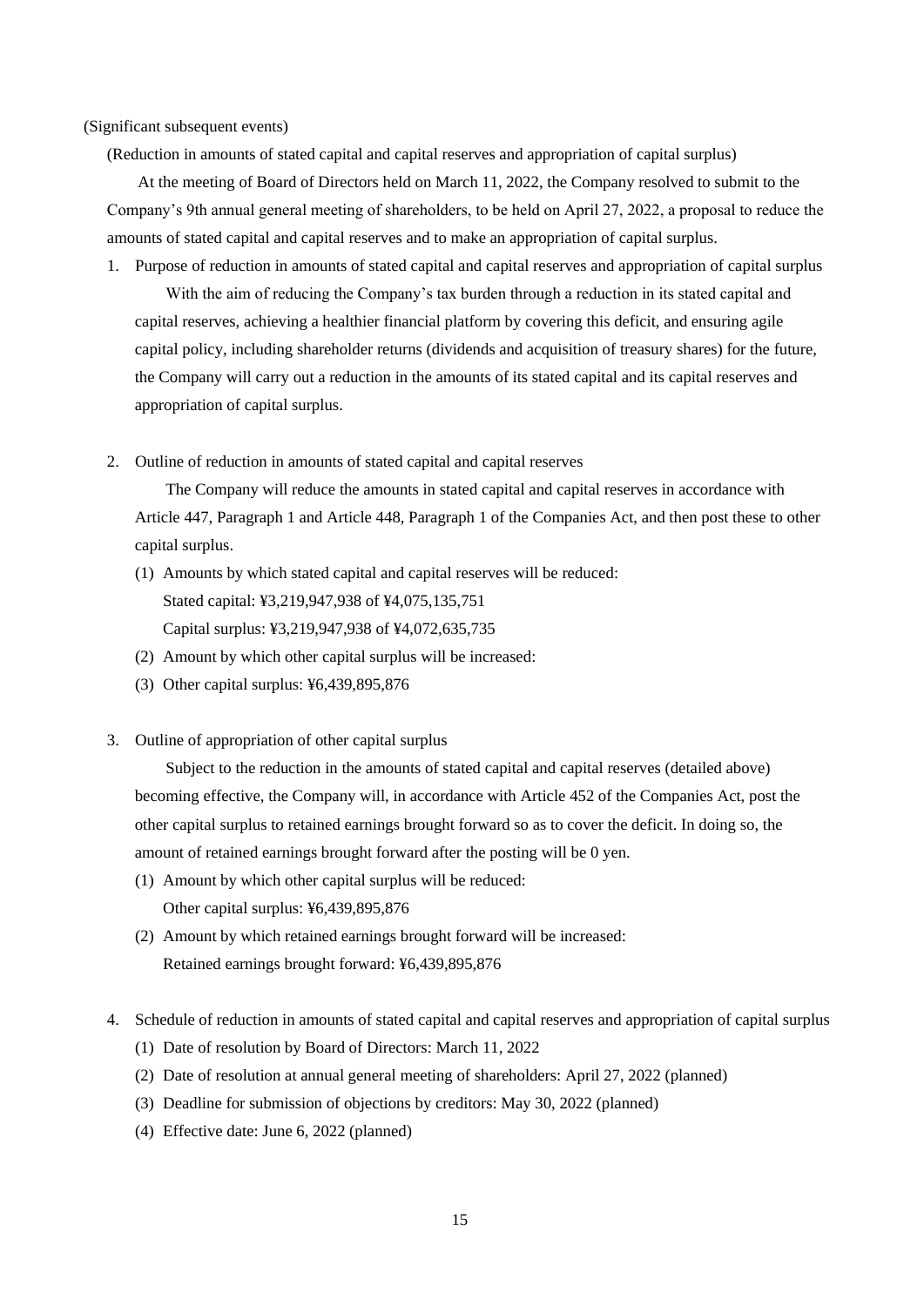(Significant subsequent events)

(Reduction in amounts of stated capital and capital reserves and appropriation of capital surplus)

At the meeting of Board of Directors held on March 11, 2022, the Company resolved to submit to the Company's 9th annual general meeting of shareholders, to be held on April 27, 2022, a proposal to reduce the amounts of stated capital and capital reserves and to make an appropriation of capital surplus.

1. Purpose of reduction in amounts of stated capital and capital reserves and appropriation of capital surplus

   With the aim of reducing the Company's tax burden through a reduction in its stated capital and capital reserves, achieving a healthier financial platform by covering this deficit, and ensuring agile capital policy, including shareholder returns (dividends and acquisition of treasury shares) for the future, the Company will carry out a reduction in the amounts of its stated capital and its capital reserves and appropriation of capital surplus.

2. Outline of reduction in amounts of stated capital and capital reserves

   The Company will reduce the amounts in stated capital and capital reserves in accordance with Article 447, Paragraph 1 and Article 448, Paragraph 1 of the Companies Act, and then post these to other capital surplus.

   (1) Amounts by which stated capital and capital reserves will be reduced:
       Stated capital: ¥3,219,947,938 of ¥4,075,135,751
       Capital surplus: ¥3,219,947,938 of ¥4,072,635,735
   (2) Amount by which other capital surplus will be increased:
   (3) Other capital surplus: ¥6,439,895,876

3. Outline of appropriation of other capital surplus

   Subject to the reduction in the amounts of stated capital and capital reserves (detailed above) becoming effective, the Company will, in accordance with Article 452 of the Companies Act, post the other capital surplus to retained earnings brought forward so as to cover the deficit. In doing so, the amount of retained earnings brought forward after the posting will be 0 yen.

   (1) Amount by which other capital surplus will be reduced:
       Other capital surplus: ¥6,439,895,876
   (2) Amount by which retained earnings brought forward will be increased:
       Retained earnings brought forward: ¥6,439,895,876

4. Schedule of reduction in amounts of stated capital and capital reserves and appropriation of capital surplus

   (1) Date of resolution by Board of Directors: March 11, 2022
   (2) Date of resolution at annual general meeting of shareholders: April 27, 2022 (planned)
   (3) Deadline for submission of objections by creditors: May 30, 2022 (planned)
   (4) Effective date: June 6, 2022 (planned)